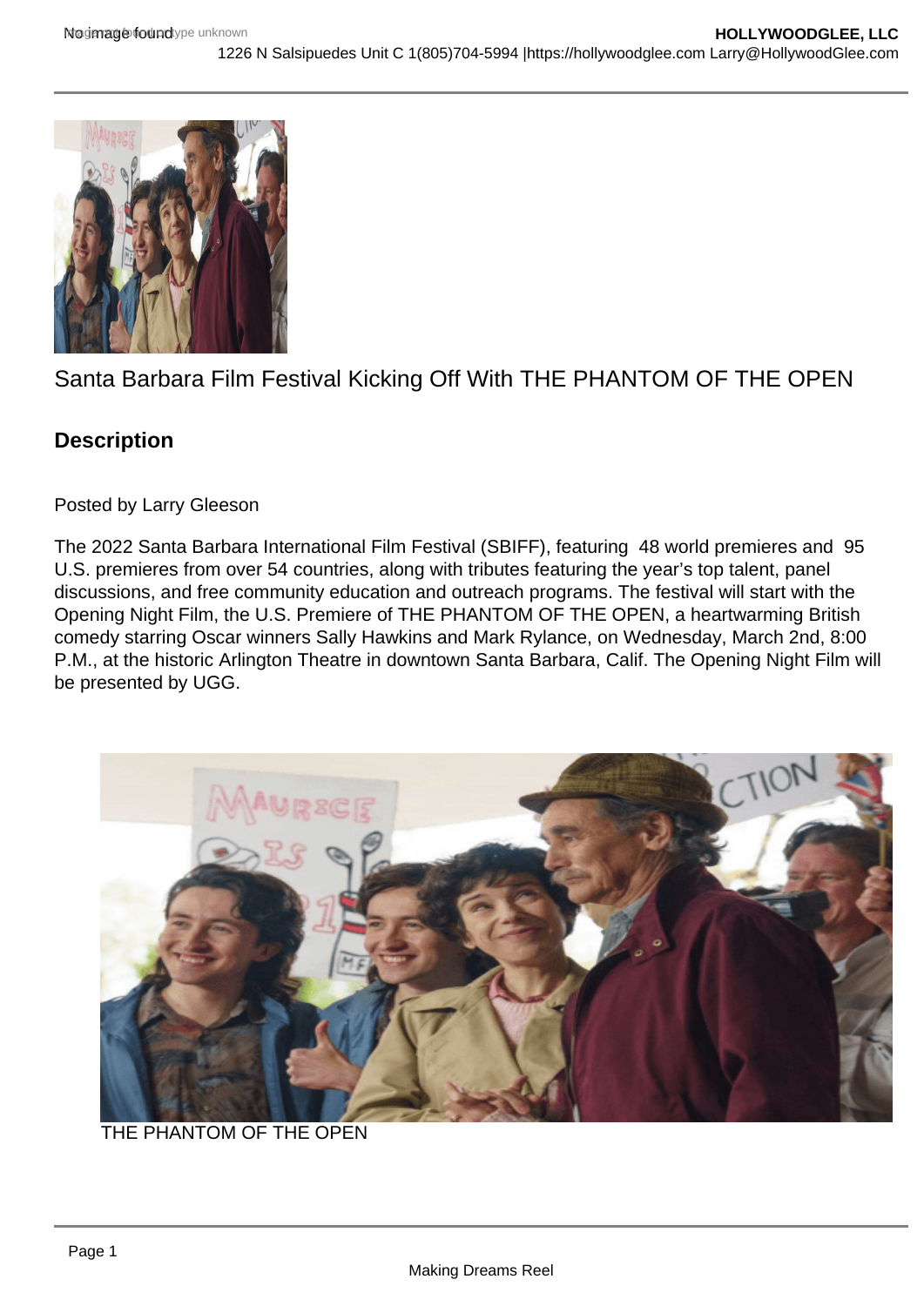Santa Barbara Film Festival Kicking Off With THE PHANTOM OF THE OPEN

## Description

Posted by Larry Gleeson

The 2022 Santa Barbara International Film Festival (SBIFF), featuring 48 world premieres and 95 U.S. premieres from over 54 countries, along with tributes featuring the year's top talent, panel discussions, and free community education and outreach programs. The festival will start with the Opening Night Film, the U.S. Premiere of THE PHANTOM OF THE OPEN, a heartwarming British comedy starring Oscar winners Sally Hawkins and Mark Rylance, on Wednesday, March 2nd, 8:00 P.M., at the historic Arlington Theatre in downtown Santa Barbara, Calif. The Opening Night Film will be presented by UGG.

THE PHANTOM OF THE OPEN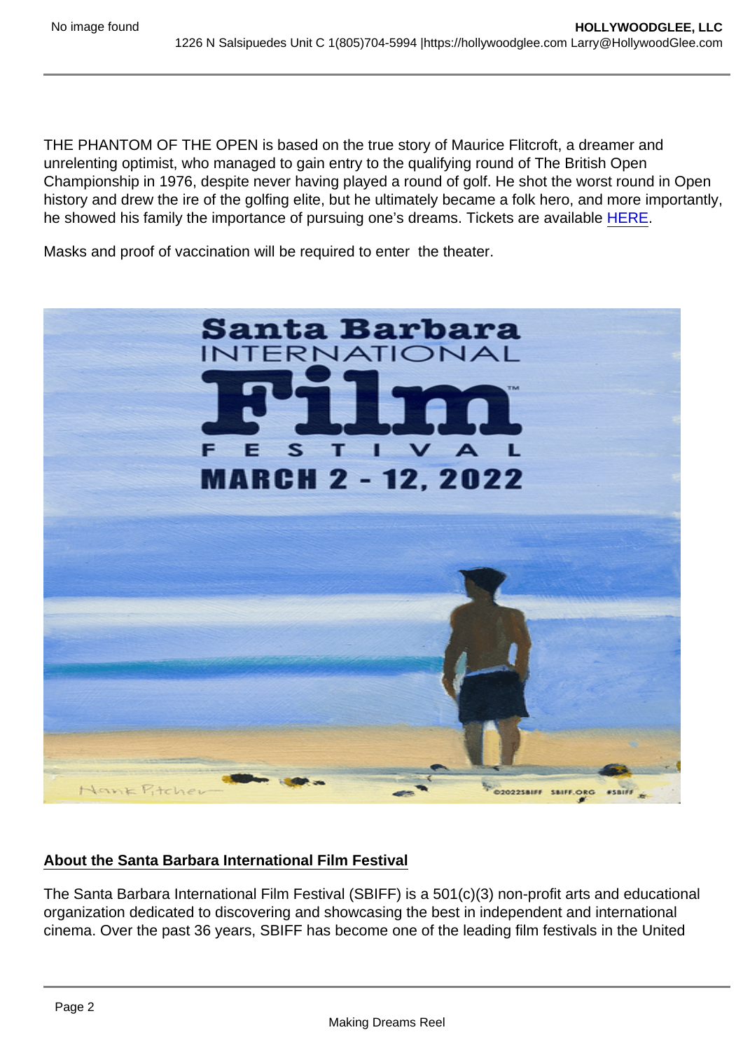THE PHANTOM OF THE OPEN is based on the true story of Maurice Flitcroft, a dreamer and unrelenting optimist, who managed to gain entry to the qualifying round of The British Open Championship in 1976, despite never having played a round of golf. He shot the worst round in Open history and drew the ire of the golfing elite, but he ultimately became a folk hero, and more importantly, he showed his family the importance of pursuing one's dreams. Tickets are available [HERE](#).

Masks and proof of vaccination will be required to enter the theater.

**About the Santa Barbara International Film Festival**

The Santa Barbara International Film Festival (SBIFF) is a 501(c)(3) non-profit arts and educational organization dedicated to discovering and showcasing the best in independent and international cinema. Over the past 36 years, SBIFF has become one of the leading film festivals in the United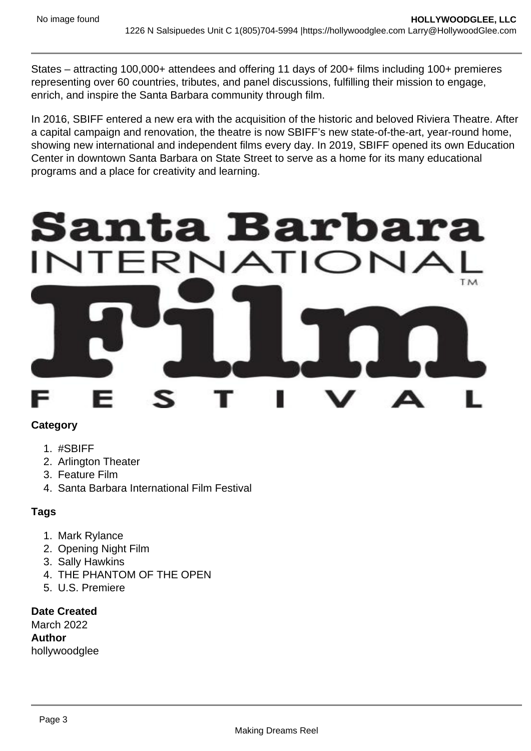States – attracting 100,000+ attendees and offering 11 days of 200+ films including 100+ premieres representing over 60 countries, tributes, and panel discussions, fulfilling their mission to engage, enrich, and inspire the Santa Barbara community through film.

In 2016, SBIFF entered a new era with the acquisition of the historic and beloved Riviera Theatre. After a capital campaign and renovation, the theatre is now SBIFF's new state-of-the-art, year-round home, showing new international and independent films every day. In 2019, SBIFF opened its own Education Center in downtown Santa Barbara on State Street to serve as a home for its many educational programs and a place for creativity and learning.

Santa Barbara INTERNATIONAL Film FESTIVAL

**Category**

1. #SBIFF
2. Arlington Theater
3. Feature Film
4. Santa Barbara International Film Festival

**Tags**

1. Mark Rylance
2. Opening Night Film
3. Sally Hawkins
4. THE PHANTOM OF THE OPEN
5. U.S. Premiere

**Date Created**
March 2022
**Author**
hollywoodglee